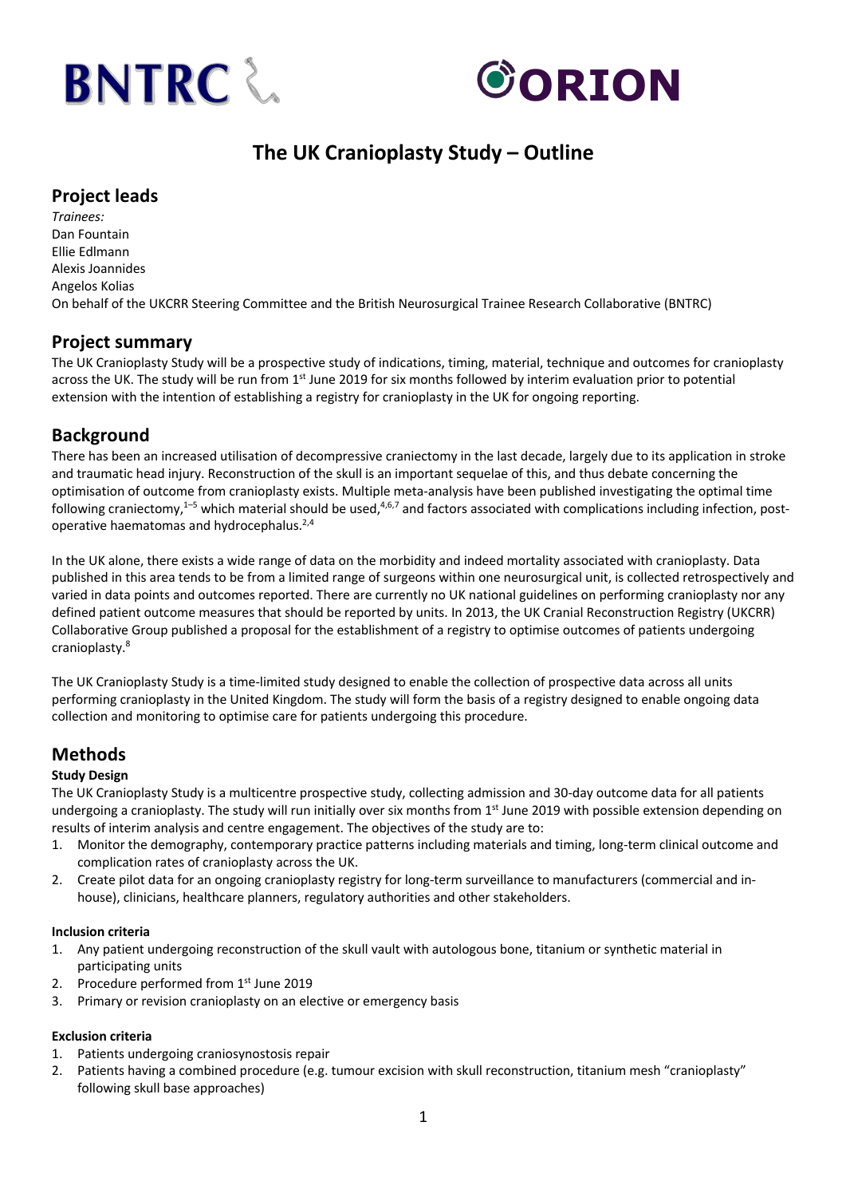BNTRC ORION

# The UK Cranioplasty Study – Outline

## Project leads

*Trainees:*
Dan Fountain
Ellie Edlmann
Alexis Joannides
Angelos Kolias
On behalf of the UKCRR Steering Committee and the British Neurosurgical Trainee Research Collaborative (BNTRC)

## Project summary

The UK Cranioplasty Study will be a prospective study of indications, timing, material, technique and outcomes for cranioplasty across the UK. The study will be run from 1st June 2019 for six months followed by interim evaluation prior to potential extension with the intention of establishing a registry for cranioplasty in the UK for ongoing reporting.

## Background

There has been an increased utilisation of decompressive craniectomy in the last decade, largely due to its application in stroke and traumatic head injury. Reconstruction of the skull is an important sequelae of this, and thus debate concerning the optimisation of outcome from cranioplasty exists. Multiple meta-analysis have been published investigating the optimal time following craniectomy,[1–5] which material should be used,[4,6,7] and factors associated with complications including infection, post-operative haematomas and hydrocephalus.[2,4]

In the UK alone, there exists a wide range of data on the morbidity and indeed mortality associated with cranioplasty. Data published in this area tends to be from a limited range of surgeons within one neurosurgical unit, is collected retrospectively and varied in data points and outcomes reported. There are currently no UK national guidelines on performing cranioplasty nor any defined patient outcome measures that should be reported by units. In 2013, the UK Cranial Reconstruction Registry (UKCRR) Collaborative Group published a proposal for the establishment of a registry to optimise outcomes of patients undergoing cranioplasty.[8]

The UK Cranioplasty Study is a time-limited study designed to enable the collection of prospective data across all units performing cranioplasty in the United Kingdom. The study will form the basis of a registry designed to enable ongoing data collection and monitoring to optimise care for patients undergoing this procedure.

## Methods

### Study Design

The UK Cranioplasty Study is a multicentre prospective study, collecting admission and 30-day outcome data for all patients undergoing a cranioplasty. The study will run initially over six months from 1st June 2019 with possible extension depending on results of interim analysis and centre engagement. The objectives of the study are to:

1. Monitor the demography, contemporary practice patterns including materials and timing, long-term clinical outcome and complication rates of cranioplasty across the UK.
2. Create pilot data for an ongoing cranioplasty registry for long-term surveillance to manufacturers (commercial and in-house), clinicians, healthcare planners, regulatory authorities and other stakeholders.

### Inclusion criteria

1. Any patient undergoing reconstruction of the skull vault with autologous bone, titanium or synthetic material in participating units
2. Procedure performed from 1st June 2019
3. Primary or revision cranioplasty on an elective or emergency basis

### Exclusion criteria

1. Patients undergoing craniosynostosis repair
2. Patients having a combined procedure (e.g. tumour excision with skull reconstruction, titanium mesh "cranioplasty" following skull base approaches)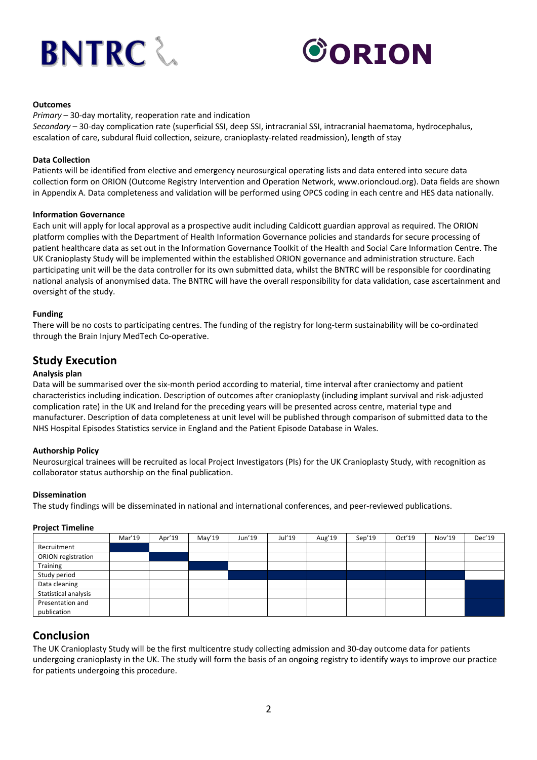**Outcomes**

*Primary* – 30-day mortality, reoperation rate and indication

*Secondary* – 30-day complication rate (superficial SSI, deep SSI, intracranial SSI, intracranial haematoma, hydrocephalus, escalation of care, subdural fluid collection, seizure, cranioplasty-related readmission), length of stay

**Data Collection**

Patients will be identified from elective and emergency neurosurgical operating lists and data entered into secure data collection form on ORION (Outcome Registry Intervention and Operation Network, www.orioncloud.org). Data fields are shown in Appendix A. Data completeness and validation will be performed using OPCS coding in each centre and HES data nationally.

**Information Governance**

Each unit will apply for local approval as a prospective audit including Caldicott guardian approval as required. The ORION platform complies with the Department of Health Information Governance policies and standards for secure processing of patient healthcare data as set out in the Information Governance Toolkit of the Health and Social Care Information Centre. The UK Cranioplasty Study will be implemented within the established ORION governance and administration structure. Each participating unit will be the data controller for its own submitted data, whilst the BNTRC will be responsible for coordinating national analysis of anonymised data. The BNTRC will have the overall responsibility for data validation, case ascertainment and oversight of the study.

**Funding**

There will be no costs to participating centres. The funding of the registry for long-term sustainability will be co-ordinated through the Brain Injury MedTech Co-operative.

## Study Execution

**Analysis plan**

Data will be summarised over the six-month period according to material, time interval after craniectomy and patient characteristics including indication. Description of outcomes after cranioplasty (including implant survival and risk-adjusted complication rate) in the UK and Ireland for the preceding years will be presented across centre, material type and manufacturer. Description of data completeness at unit level will be published through comparison of submitted data to the NHS Hospital Episodes Statistics service in England and the Patient Episode Database in Wales.

**Authorship Policy**

Neurosurgical trainees will be recruited as local Project Investigators (PIs) for the UK Cranioplasty Study, with recognition as collaborator status authorship on the final publication.

**Dissemination**

The study findings will be disseminated in national and international conferences, and peer-reviewed publications.

**Project Timeline**

| | Mar'19 | Apr'19 | May'19 | Jun'19 | Jul'19 | Aug'19 | Sep'19 | Oct'19 | Nov'19 | Dec'19 |
|---|---|---|---|---|---|---|---|---|---|---|
| Recruitment | ■ | | | | | | | | | |
| ORION registration | | ■ | | | | | | | | |
| Training | | | ■ | | | | | | | |
| Study period | | | | ■ | ■ | ■ | ■ | ■ | ■ | |
| Data cleaning | | | | | | | | | | ■ |
| Statistical analysis | | | | | | | | | | ■ |
| Presentation and publication | | | | | | | | | | ■ |

## Conclusion

The UK Cranioplasty Study will be the first multicentre study collecting admission and 30-day outcome data for patients undergoing cranioplasty in the UK. The study will form the basis of an ongoing registry to identify ways to improve our practice for patients undergoing this procedure.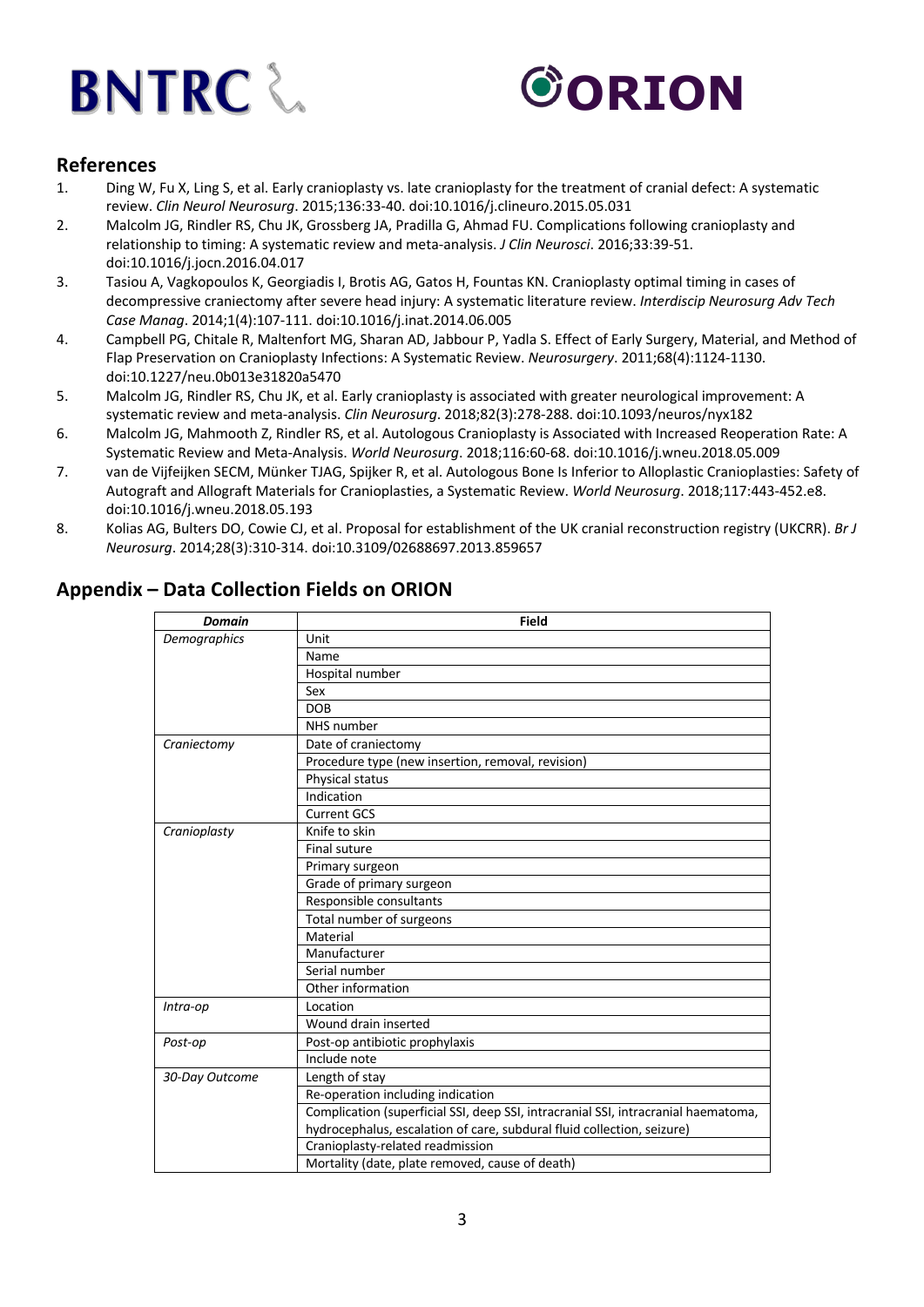## References

1. Ding W, Fu X, Ling S, et al. Early cranioplasty vs. late cranioplasty for the treatment of cranial defect: A systematic review. *Clin Neurol Neurosurg*. 2015;136:33-40. doi:10.1016/j.clineuro.2015.05.031
2. Malcolm JG, Rindler RS, Chu JK, Grossberg JA, Pradilla G, Ahmad FU. Complications following cranioplasty and relationship to timing: A systematic review and meta-analysis. *J Clin Neurosci*. 2016;33:39-51. doi:10.1016/j.jocn.2016.04.017
3. Tasiou A, Vagkopoulos K, Georgiadis I, Brotis AG, Gatos H, Fountas KN. Cranioplasty optimal timing in cases of decompressive craniectomy after severe head injury: A systematic literature review. *Interdiscip Neurosurg Adv Tech Case Manag*. 2014;1(4):107-111. doi:10.1016/j.inat.2014.06.005
4. Campbell PG, Chitale R, Maltenfort MG, Sharan AD, Jabbour P, Yadla S. Effect of Early Surgery, Material, and Method of Flap Preservation on Cranioplasty Infections: A Systematic Review. *Neurosurgery*. 2011;68(4):1124-1130. doi:10.1227/neu.0b013e31820a5470
5. Malcolm JG, Rindler RS, Chu JK, et al. Early cranioplasty is associated with greater neurological improvement: A systematic review and meta-analysis. *Clin Neurosurg*. 2018;82(3):278-288. doi:10.1093/neuros/nyx182
6. Malcolm JG, Mahmooth Z, Rindler RS, et al. Autologous Cranioplasty is Associated with Increased Reoperation Rate: A Systematic Review and Meta-Analysis. *World Neurosurg*. 2018;116:60-68. doi:10.1016/j.wneu.2018.05.009
7. van de Vijfeijken SECM, Münker TJAG, Spijker R, et al. Autologous Bone Is Inferior to Alloplastic Cranioplasties: Safety of Autograft and Allograft Materials for Cranioplasties, a Systematic Review. *World Neurosurg*. 2018;117:443-452.e8. doi:10.1016/j.wneu.2018.05.193
8. Kolias AG, Bulters DO, Cowie CJ, et al. Proposal for establishment of the UK cranial reconstruction registry (UKCRR). *Br J Neurosurg*. 2014;28(3):310-314. doi:10.3109/02688697.2013.859657

## Appendix – Data Collection Fields on ORION

| *Domain* | Field |
|---|---|
| *Demographics* | Unit |
| | Name |
| | Hospital number |
| | Sex |
| | DOB |
| | NHS number |
| *Craniectomy* | Date of craniectomy |
| | Procedure type (new insertion, removal, revision) |
| | Physical status |
| | Indication |
| | Current GCS |
| *Cranioplasty* | Knife to skin |
| | Final suture |
| | Primary surgeon |
| | Grade of primary surgeon |
| | Responsible consultants |
| | Total number of surgeons |
| | Material |
| | Manufacturer |
| | Serial number |
| | Other information |
| *Intra-op* | Location |
| | Wound drain inserted |
| *Post-op* | Post-op antibiotic prophylaxis |
| | Include note |
| *30-Day Outcome* | Length of stay |
| | Re-operation including indication |
| | Complication (superficial SSI, deep SSI, intracranial SSI, intracranial haematoma, hydrocephalus, escalation of care, subdural fluid collection, seizure) |
| | Cranioplasty-related readmission |
| | Mortality (date, plate removed, cause of death) |